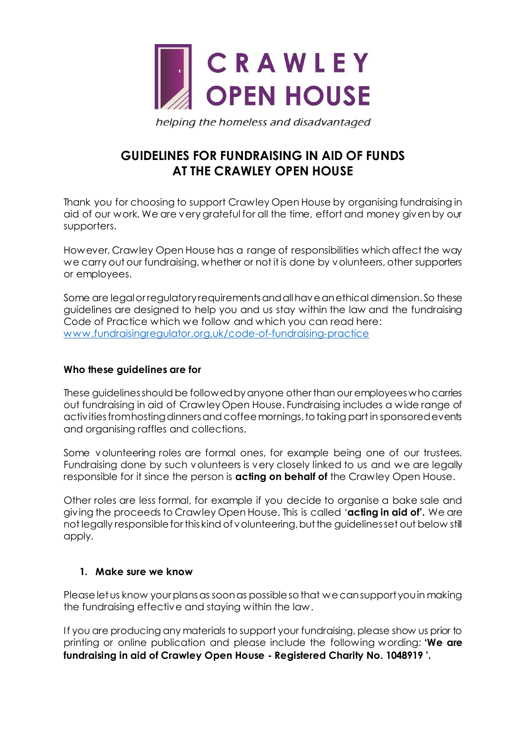CRAWLEY OPEN HOUSE

*helping the homeless and disadvantaged*

# GUIDELINES FOR FUNDRAISING IN AID OF FUNDS AT THE CRAWLEY OPEN HOUSE

Thank you for choosing to support Crawley Open House by organising fundraising in aid of our work. We are very grateful for all the time, effort and money given by our supporters.

However, Crawley Open House has a range of responsibilities which affect the way we carry out our fundraising, whether or not it is done by volunteers, other supporters or employees.

Some are legal or regulatory requirements and all have an ethical dimension. So these guidelines are designed to help you and us stay within the law and the fundraising Code of Practice which we follow and which you can read here: [www.fundraisingregulator.org.uk/code-of-fundraising-practice](www.fundraisingregulator.org.uk/code-of-fundraising-practice)

### Who these guidelines are for

These guidelines should be followed by anyone other than our employees who carries out fundraising in aid of Crawley Open House. Fundraising includes a wide range of activities from hosting dinners and coffee mornings, to taking part in sponsored events and organising raffles and collections.

Some volunteering roles are formal ones, for example being one of our trustees. Fundraising done by such volunteers is very closely linked to us and we are legally responsible for it since the person is **acting on behalf of** the Crawley Open House.

Other roles are less formal, for example if you decide to organise a bake sale and giving the proceeds to Crawley Open House. This is called '**acting in aid of'.** We are not legally responsible for this kind of volunteering, but the guidelines set out below still apply.

### 1. Make sure we know

Please let us know your plans as soon as possible so that we can support you in making the fundraising effective and staying within the law.

If you are producing any materials to support your fundraising, please show us prior to printing or online publication and please include the following wording: **'We are fundraising in aid of Crawley Open House - Registered Charity No. 1048919 '.**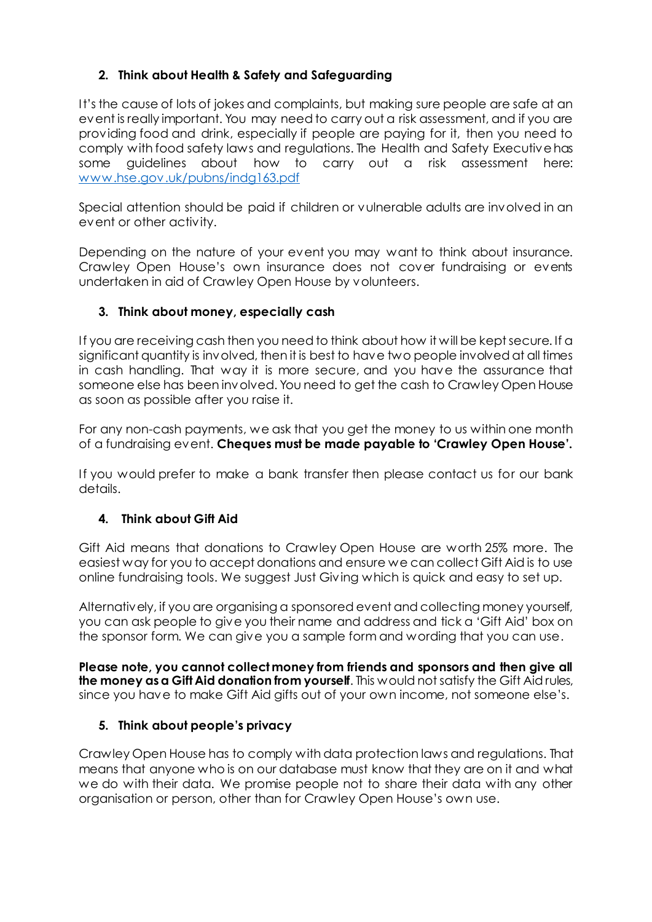## 2. Think about Health & Safety and Safeguarding

It's the cause of lots of jokes and complaints, but making sure people are safe at an event is really important. You may need to carry out a risk assessment, and if you are providing food and drink, especially if people are paying for it, then you need to comply with food safety laws and regulations. The Health and Safety Executive has some guidelines about how to carry out a risk assessment here: [www.hse.gov.uk/pubns/indg163.pdf](http://www.hse.gov.uk/pubns/indg163.pdf)

Special attention should be paid if children or vulnerable adults are involved in an event or other activity.

Depending on the nature of your event you may want to think about insurance. Crawley Open House's own insurance does not cover fundraising or events undertaken in aid of Crawley Open House by volunteers.

## 3. Think about money, especially cash

If you are receiving cash then you need to think about how it will be kept secure. If a significant quantity is involved, then it is best to have two people involved at all times in cash handling. That way it is more secure, and you have the assurance that someone else has been involved. You need to get the cash to Crawley Open House as soon as possible after you raise it.

For any non-cash payments, we ask that you get the money to us within one month of a fundraising event. **Cheques must be made payable to 'Crawley Open House'.**

If you would prefer to make a bank transfer then please contact us for our bank details.

## 4. Think about Gift Aid

Gift Aid means that donations to Crawley Open House are worth 25% more. The easiest way for you to accept donations and ensure we can collect Gift Aid is to use online fundraising tools. We suggest Just Giving which is quick and easy to set up.

Alternatively, if you are organising a sponsored event and collecting money yourself, you can ask people to give you their name and address and tick a 'Gift Aid' box on the sponsor form. We can give you a sample form and wording that you can use.

**Please note, you cannot collect money from friends and sponsors and then give all the money as a Gift Aid donation from yourself**. This would not satisfy the Gift Aid rules, since you have to make Gift Aid gifts out of your own income, not someone else's.

## 5. Think about people's privacy

Crawley Open House has to comply with data protection laws and regulations. That means that anyone who is on our database must know that they are on it and what we do with their data. We promise people not to share their data with any other organisation or person, other than for Crawley Open House's own use.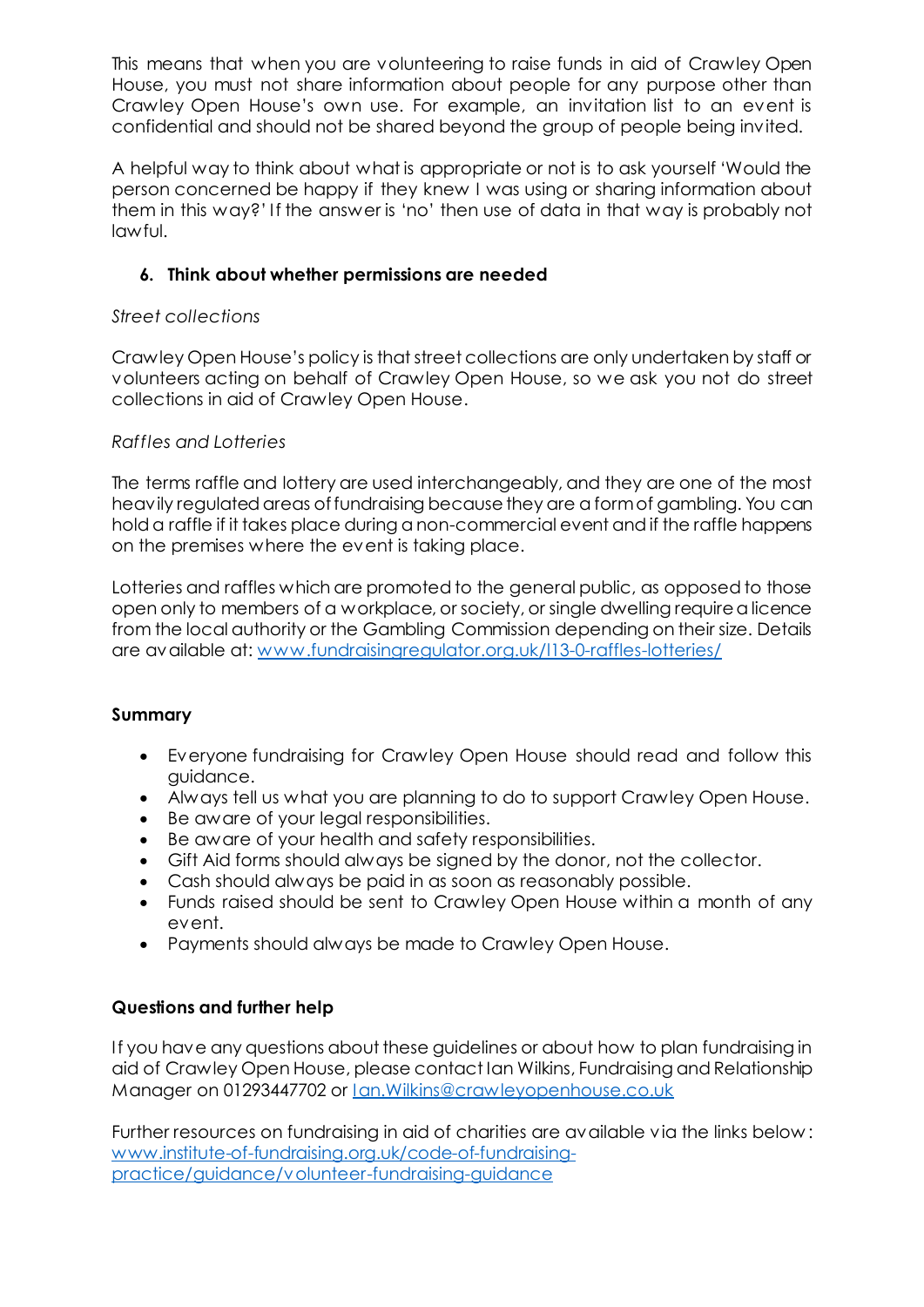This means that when you are volunteering to raise funds in aid of Crawley Open House, you must not share information about people for any purpose other than Crawley Open House's own use. For example, an invitation list to an event is confidential and should not be shared beyond the group of people being invited.

A helpful way to think about what is appropriate or not is to ask yourself 'Would the person concerned be happy if they knew I was using or sharing information about them in this way?' If the answer is 'no' then use of data in that way is probably not lawful.

6. **Think about whether permissions are needed**

*Street collections*

Crawley Open House's policy is that street collections are only undertaken by staff or volunteers acting on behalf of Crawley Open House, so we ask you not do street collections in aid of Crawley Open House.

*Raffles and Lotteries*

The terms raffle and lottery are used interchangeably, and they are one of the most heavily regulated areas of fundraising because they are a form of gambling. You can hold a raffle if it takes place during a non-commercial event and if the raffle happens on the premises where the event is taking place.

Lotteries and raffles which are promoted to the general public, as opposed to those open only to members of a workplace, or society, or single dwelling require a licence from the local authority or the Gambling Commission depending on their size. Details are available at: www.fundraisingregulator.org.uk/l13-0-raffles-lotteries/

**Summary**

- Everyone fundraising for Crawley Open House should read and follow this guidance.
- Always tell us what you are planning to do to support Crawley Open House.
- Be aware of your legal responsibilities.
- Be aware of your health and safety responsibilities.
- Gift Aid forms should always be signed by the donor, not the collector.
- Cash should always be paid in as soon as reasonably possible.
- Funds raised should be sent to Crawley Open House within a month of any event.
- Payments should always be made to Crawley Open House.

**Questions and further help**

If you have any questions about these guidelines or about how to plan fundraising in aid of Crawley Open House, please contact Ian Wilkins, Fundraising and Relationship Manager on 01293447702 or Ian.Wilkins@crawleyopenhouse.co.uk

Further resources on fundraising in aid of charities are available via the links below: www.institute-of-fundraising.org.uk/code-of-fundraising-practice/guidance/volunteer-fundraising-guidance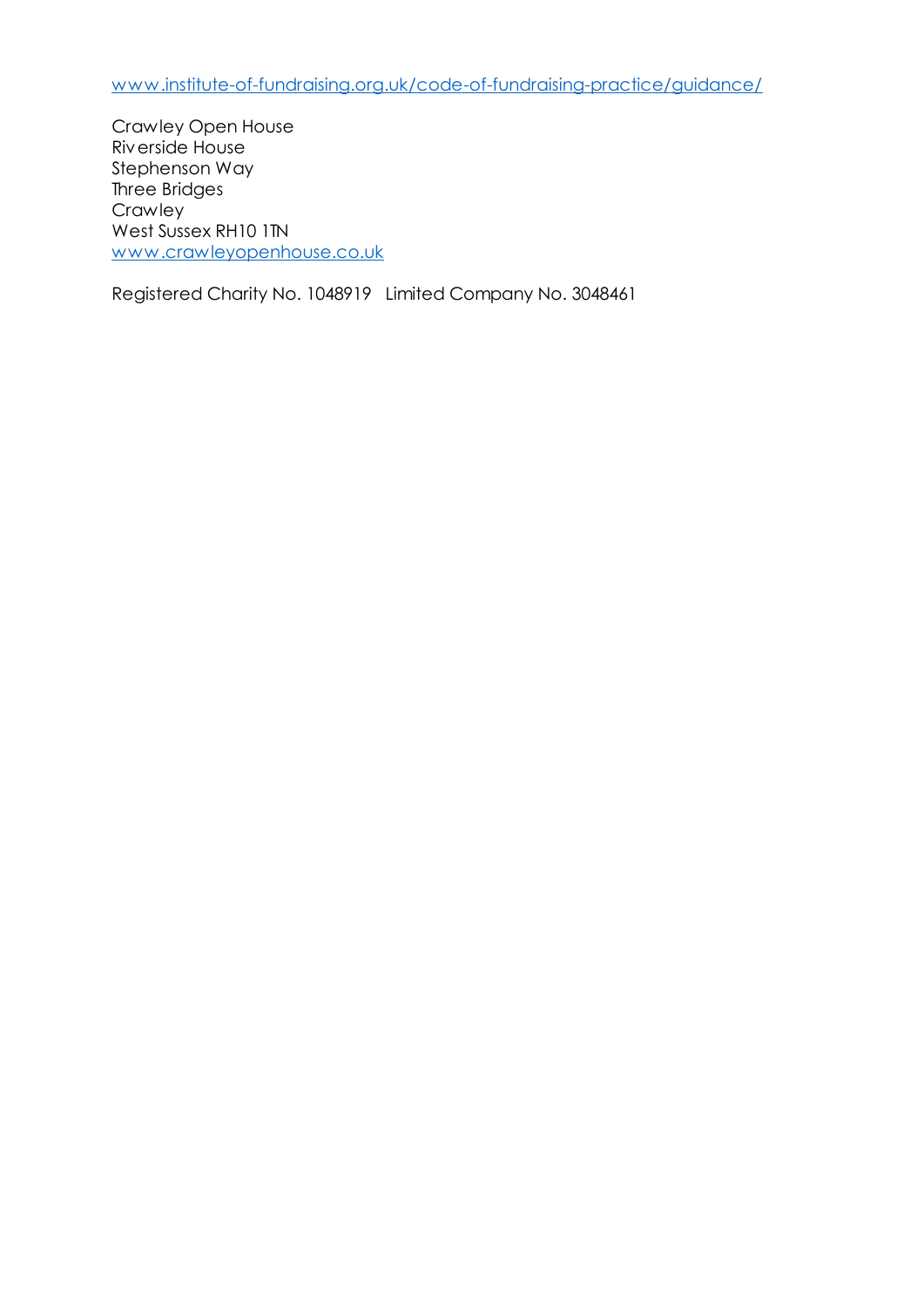[www.institute-of-fundraising.org.uk/code-of-fundraising-practice/guidance/](http://www.institute-of-fundraising.org.uk/code-of-fundraising-practice/guidance/)

Crawley Open House  
Riverside House  
Stephenson Way  
Three Bridges  
Crawley  
West Sussex RH10 1TN  
[www.crawleyopenhouse.co.uk](http://www.crawleyopenhouse.co.uk)

Registered Charity No. 1048919   Limited Company No. 3048461